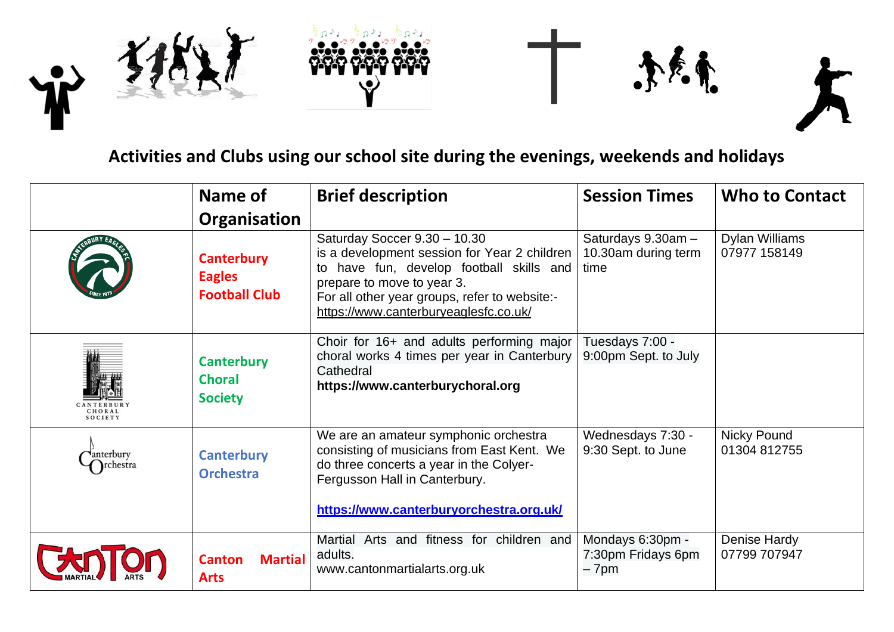## Activities and Clubs using our school site during the evenings, weekends and holidays

| | Name of Organisation | Brief description | Session Times | Who to Contact |
|---|---|---|---|---|
| | **Canterbury Eagles Football Club** | Saturday Soccer 9.30 – 10.30 is a development session for Year 2 children to have fun, develop football skills and prepare to move to year 3. For all other year groups, refer to website:- https://www.canterburyeaglesfc.co.uk/ | Saturdays 9.30am – 10.30am during term time | Dylan Williams 07977 158149 |
| CANTERBURY CHORAL SOCIETY | **Canterbury Choral Society** | Choir for 16+ and adults performing major choral works 4 times per year in Canterbury Cathedral **https://www.canterburychoral.org** | Tuesdays 7:00 - 9:00pm Sept. to July | |
| Canterbury Orchestra | **Canterbury Orchestra** | We are an amateur symphonic orchestra consisting of musicians from East Kent. We do three concerts a year in the Colyer-Fergusson Hall in Canterbury. **https://www.canterburyorchestra.org.uk/** | Wednesdays 7:30 - 9:30 Sept. to June | Nicky Pound 01304 812755 |
| CANTON MARTIAL ARTS | **Canton Martial Arts** | Martial Arts and fitness for children and adults. www.cantonmartialarts.org.uk | Mondays 6:30pm - 7:30pm Fridays 6pm – 7pm | Denise Hardy 07799 707947 |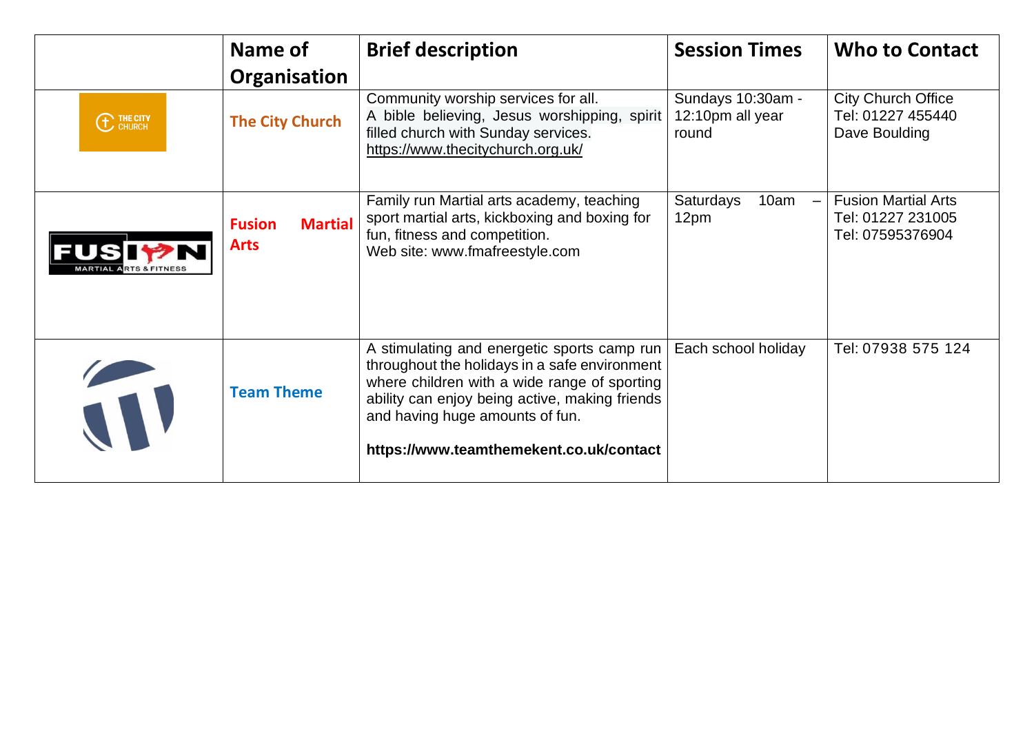| | Name of Organisation | Brief description | Session Times | Who to Contact |
|---|---|---|---|---|
| | The City Church | Community worship services for all. A bible believing, Jesus worshipping, spirit filled church with Sunday services. https://www.thecitychurch.org.uk/ | Sundays 10:30am - 12:10pm all year round | City Church Office Tel: 01227 455440 Dave Boulding |
| | Fusion Martial Arts | Family run Martial arts academy, teaching sport martial arts, kickboxing and boxing for fun, fitness and competition. Web site: www.fmafreestyle.com | Saturdays 10am – 12pm | Fusion Martial Arts Tel: 01227 231005 Tel: 07595376904 |
| | Team Theme | A stimulating and energetic sports camp run throughout the holidays in a safe environment where children with a wide range of sporting ability can enjoy being active, making friends and having huge amounts of fun. **https://www.teamthemekent.co.uk/contact** | Each school holiday | Tel: 07938 575 124 |